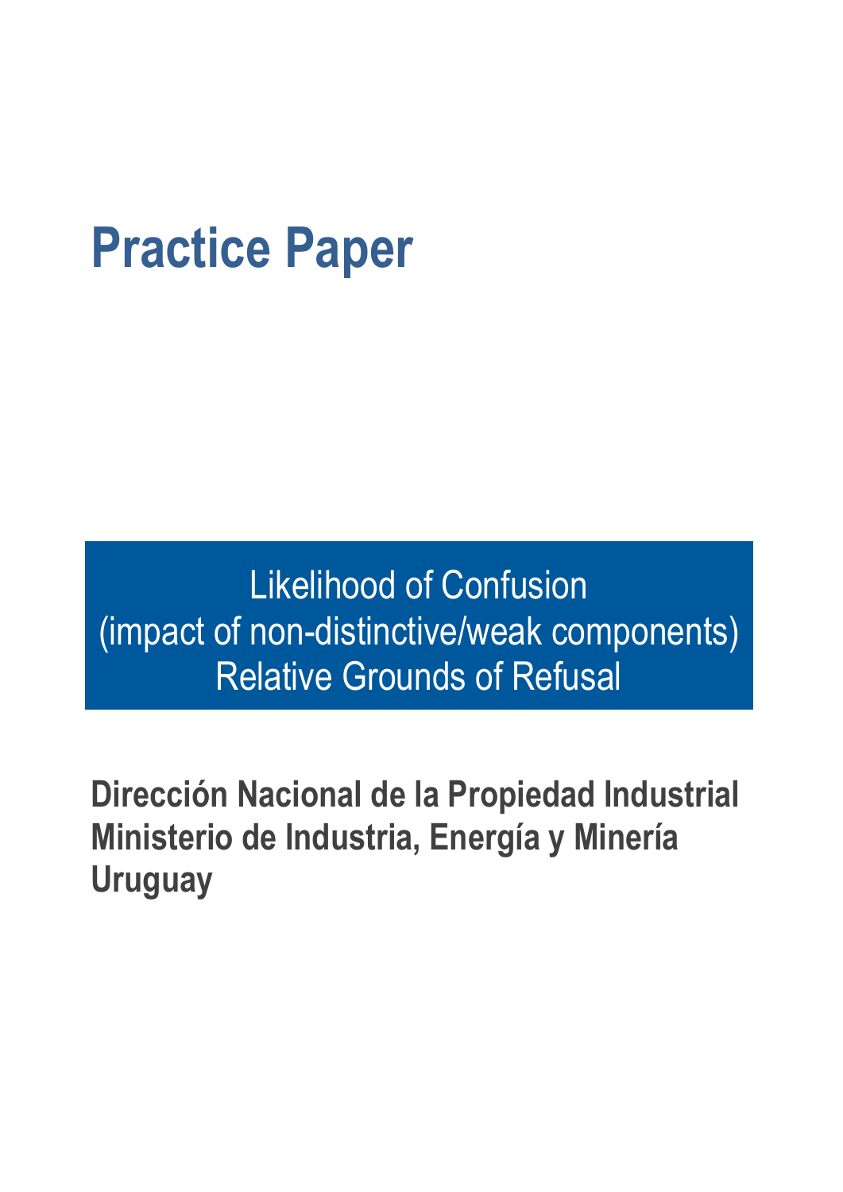# Practice Paper

Likelihood of Confusion
(impact of non-distinctive/weak components)
Relative Grounds of Refusal

**Dirección Nacional de la Propiedad Industrial**
**Ministerio de Industria, Energía y Minería**
**Uruguay**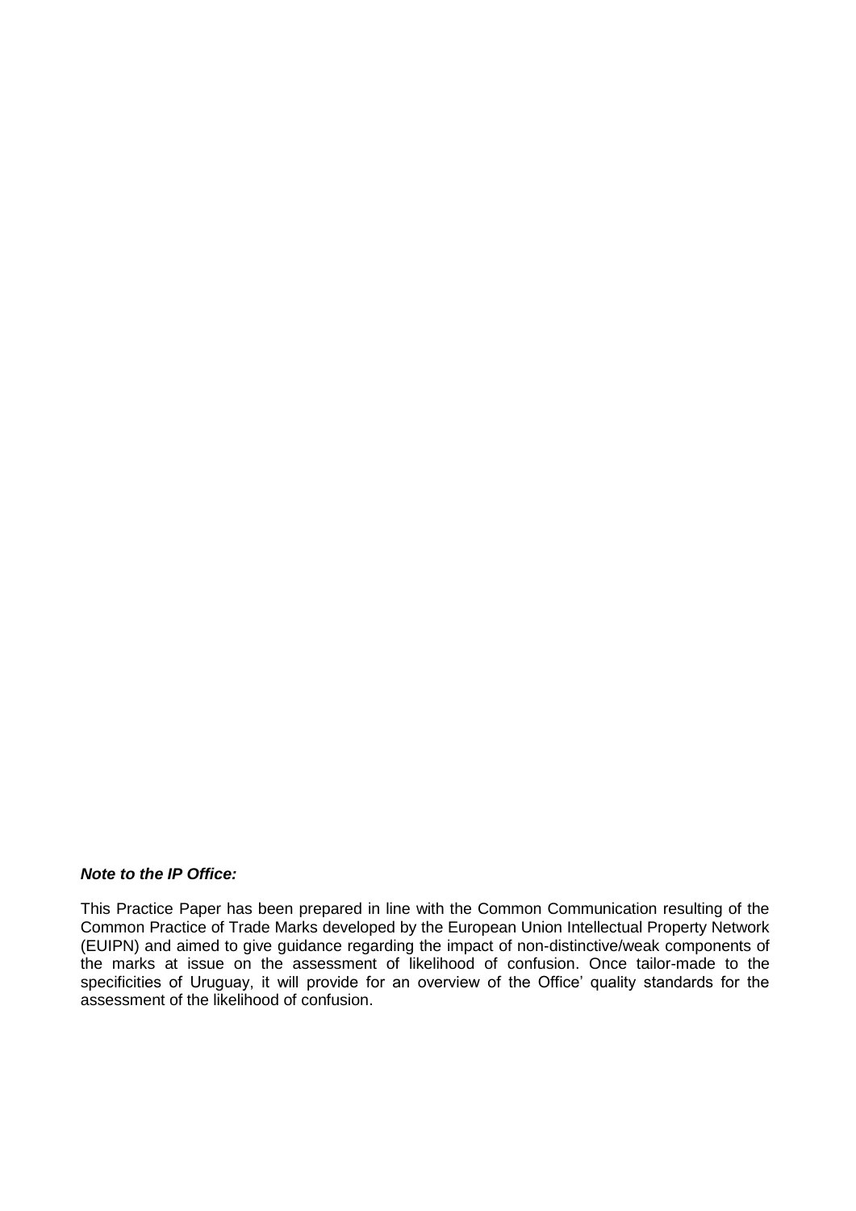***Note to the IP Office:***

This Practice Paper has been prepared in line with the Common Communication resulting of the Common Practice of Trade Marks developed by the European Union Intellectual Property Network (EUIPN) and aimed to give guidance regarding the impact of non-distinctive/weak components of the marks at issue on the assessment of likelihood of confusion. Once tailor-made to the specificities of Uruguay, it will provide for an overview of the Office' quality standards for the assessment of the likelihood of confusion.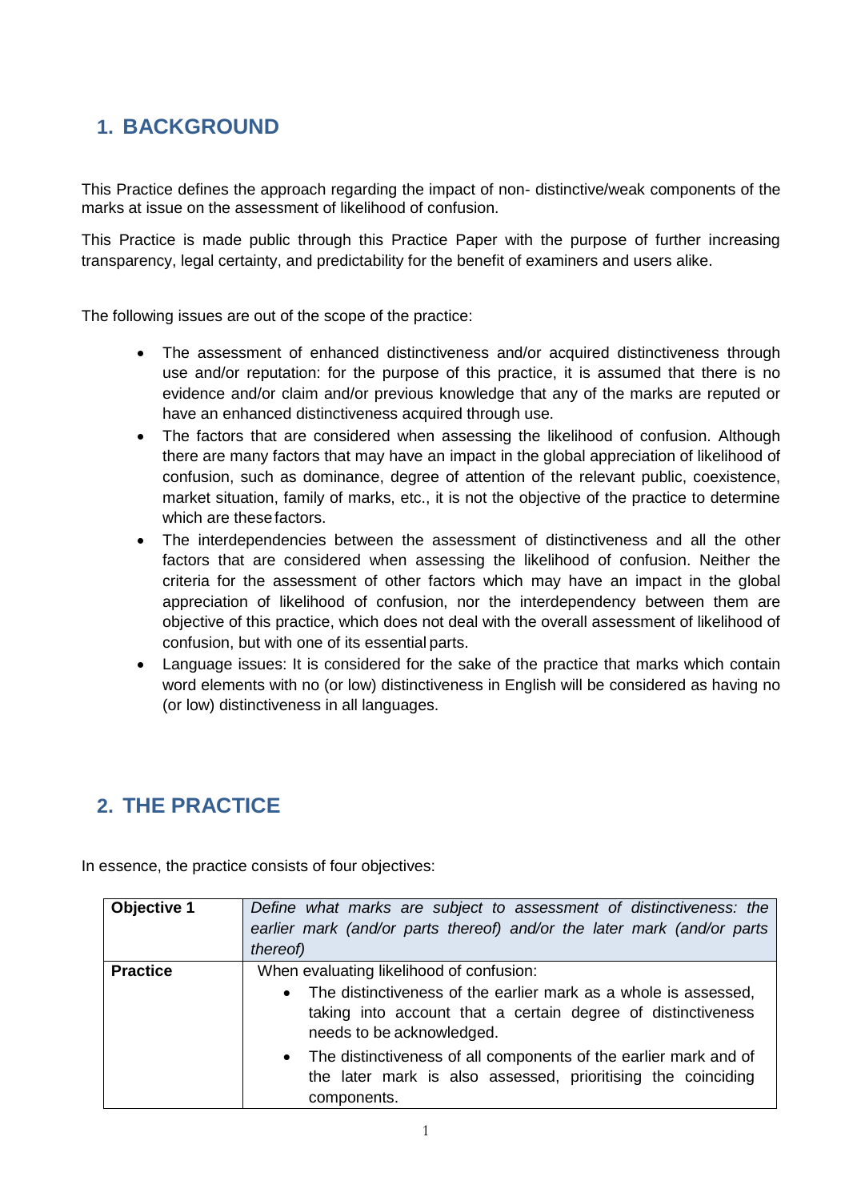## 1. BACKGROUND

This Practice defines the approach regarding the impact of non- distinctive/weak components of the marks at issue on the assessment of likelihood of confusion.

This Practice is made public through this Practice Paper with the purpose of further increasing transparency, legal certainty, and predictability for the benefit of examiners and users alike.

The following issues are out of the scope of the practice:

- The assessment of enhanced distinctiveness and/or acquired distinctiveness through use and/or reputation: for the purpose of this practice, it is assumed that there is no evidence and/or claim and/or previous knowledge that any of the marks are reputed or have an enhanced distinctiveness acquired through use.
- The factors that are considered when assessing the likelihood of confusion. Although there are many factors that may have an impact in the global appreciation of likelihood of confusion, such as dominance, degree of attention of the relevant public, coexistence, market situation, family of marks, etc., it is not the objective of the practice to determine which are these factors.
- The interdependencies between the assessment of distinctiveness and all the other factors that are considered when assessing the likelihood of confusion. Neither the criteria for the assessment of other factors which may have an impact in the global appreciation of likelihood of confusion, nor the interdependency between them are objective of this practice, which does not deal with the overall assessment of likelihood of confusion, but with one of its essential parts.
- Language issues: It is considered for the sake of the practice that marks which contain word elements with no (or low) distinctiveness in English will be considered as having no (or low) distinctiveness in all languages.

## 2. THE PRACTICE

In essence, the practice consists of four objectives:

| **Objective 1** | *Define what marks are subject to assessment of distinctiveness: the earlier mark (and/or parts thereof) and/or the later mark (and/or parts thereof)* |
|---|---|
| **Practice** | When evaluating likelihood of confusion:<br>• The distinctiveness of the earlier mark as a whole is assessed, taking into account that a certain degree of distinctiveness needs to be acknowledged.<br>• The distinctiveness of all components of the earlier mark and of the later mark is also assessed, prioritising the coinciding components. |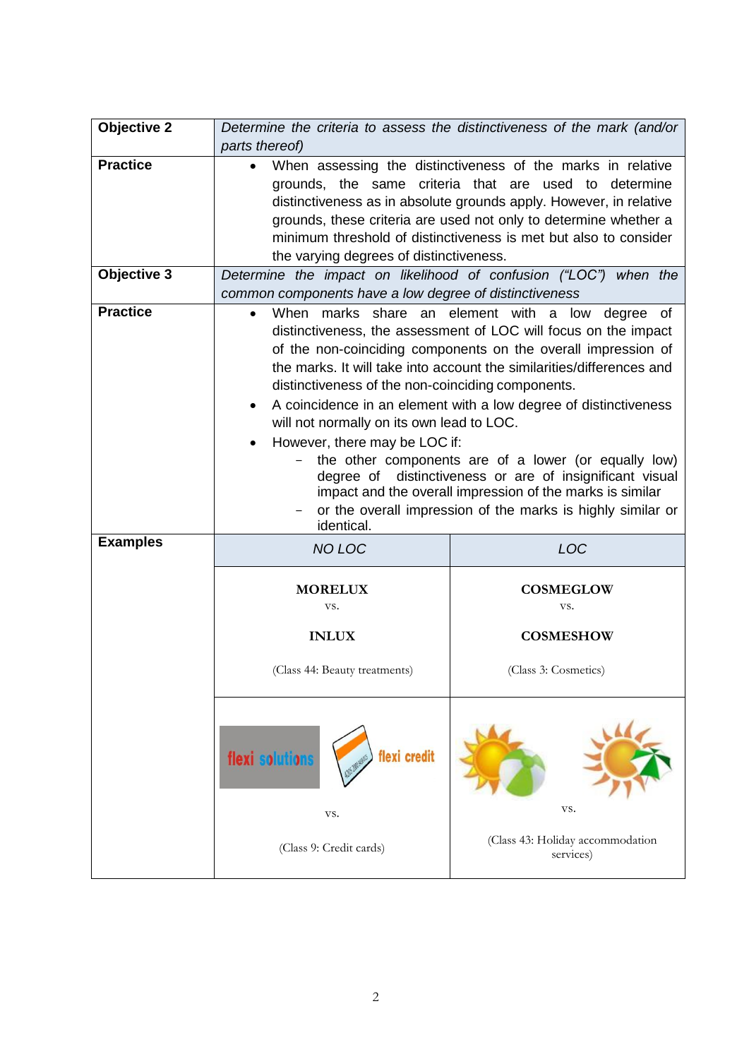| | | |
|---|---|---|
| **Objective 2** | *Determine the criteria to assess the distinctiveness of the mark (and/or parts thereof)* | |
| **Practice** | • When assessing the distinctiveness of the marks in relative grounds, the same criteria that are used to determine distinctiveness as in absolute grounds apply. However, in relative grounds, these criteria are used not only to determine whether a minimum threshold of distinctiveness is met but also to consider the varying degrees of distinctiveness. | |
| **Objective 3** | *Determine the impact on likelihood of confusion ("LOC") when the common components have a low degree of distinctiveness* | |
| **Practice** | • When marks share an element with a low degree of distinctiveness, the assessment of LOC will focus on the impact of the non-coinciding components on the overall impression of the marks. It will take into account the similarities/differences and distinctiveness of the non-coinciding components.<br>• A coincidence in an element with a low degree of distinctiveness will not normally on its own lead to LOC.<br>• However, there may be LOC if:<br>&nbsp;&nbsp;– the other components are of a lower (or equally low) degree of distinctiveness or are of insignificant visual impact and the overall impression of the marks is similar<br>&nbsp;&nbsp;– or the overall impression of the marks is highly similar or identical. | |
| **Examples** | *NO LOC* | *LOC* |
| | **MORELUX**<br>vs.<br>**INLUX**<br>(Class 44: Beauty treatments) | **COSMEGLOW**<br>vs.<br>**COSMESHOW**<br>(Class 3: Cosmetics) |
| | flexi solutions vs. flexi credit<br>(Class 9: Credit cards) | vs.<br>(Class 43: Holiday accommodation services) |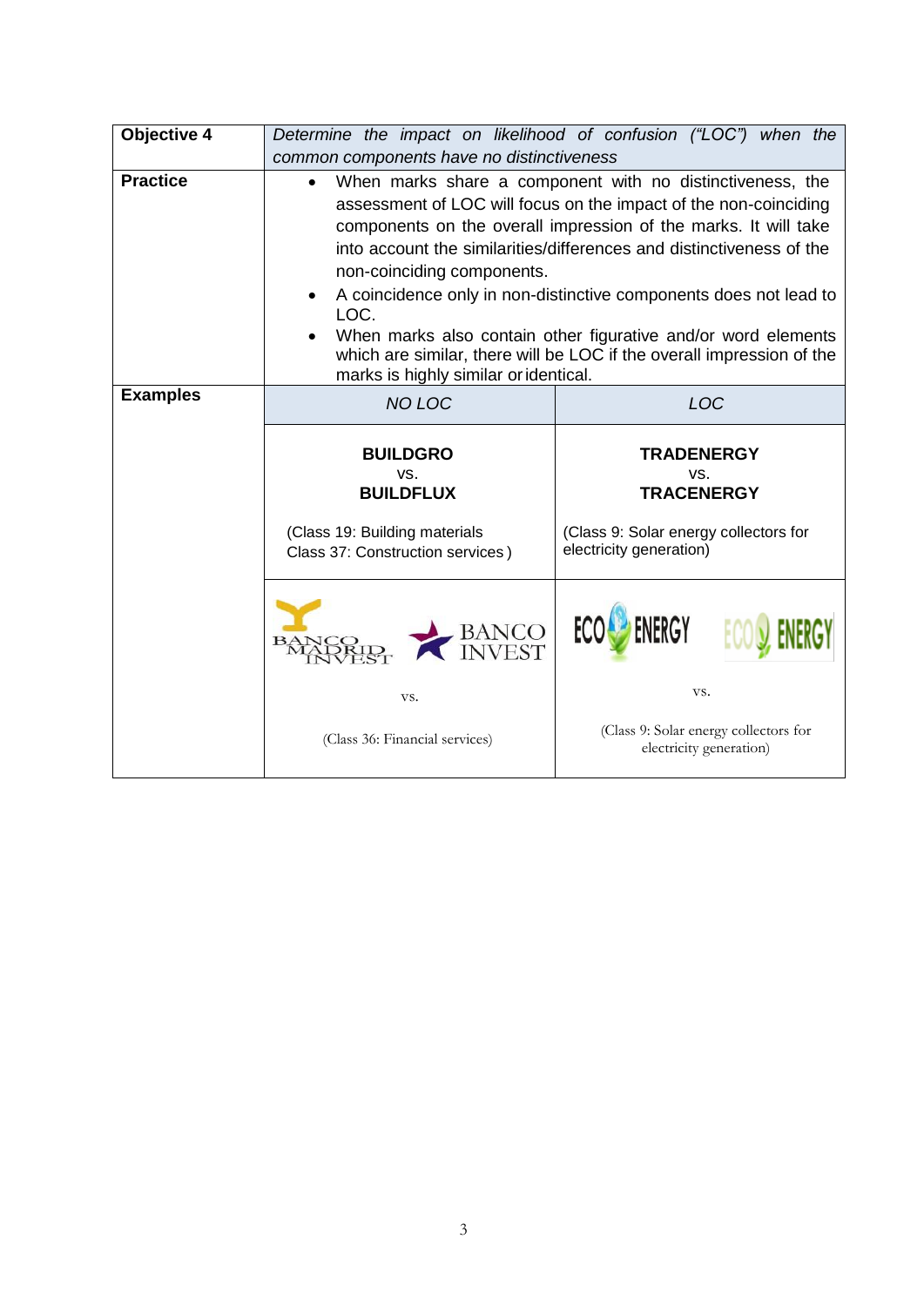| **Objective 4** | *Determine the impact on likelihood of confusion ("LOC") when the common components have no distinctiveness* | |
|---|---|---|
| **Practice** | • When marks share a component with no distinctiveness, the assessment of LOC will focus on the impact of the non-coinciding components on the overall impression of the marks. It will take into account the similarities/differences and distinctiveness of the non-coinciding components.<br>• A coincidence only in non-distinctive components does not lead to LOC.<br>• When marks also contain other figurative and/or word elements which are similar, there will be LOC if the overall impression of the marks is highly similar or identical. | |
| **Examples** | *NO LOC* | *LOC* |
| | **BUILDGRO**<br>vs.<br>**BUILDFLUX**<br><br>(Class 19: Building materials<br>Class 37: Construction services ) | **TRADENERGY**<br>vs.<br>**TRACENERGY**<br><br>(Class 9: Solar energy collectors for electricity generation) |
| | BANCO MADRID INVEST vs. BANCO INVEST<br><br>(Class 36: Financial services) | ECO ENERGY vs. ECO ENERGY<br><br>(Class 9: Solar energy collectors for electricity generation) |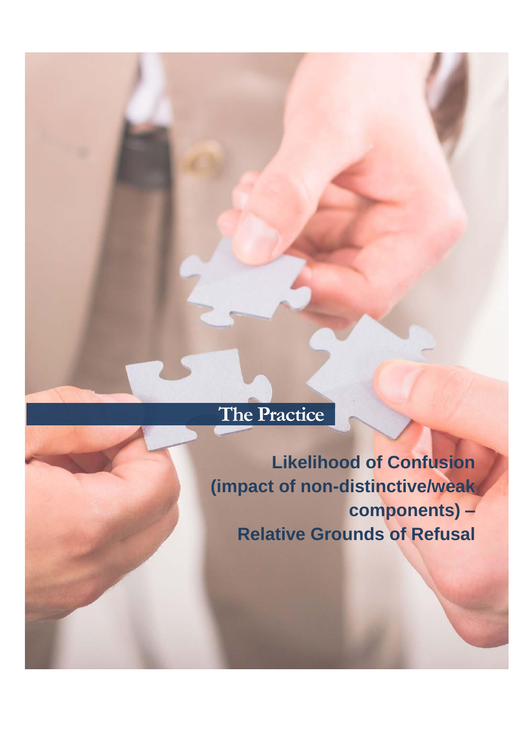The Practice

# Likelihood of Confusion (impact of non-distinctive/weak components) – Relative Grounds of Refusal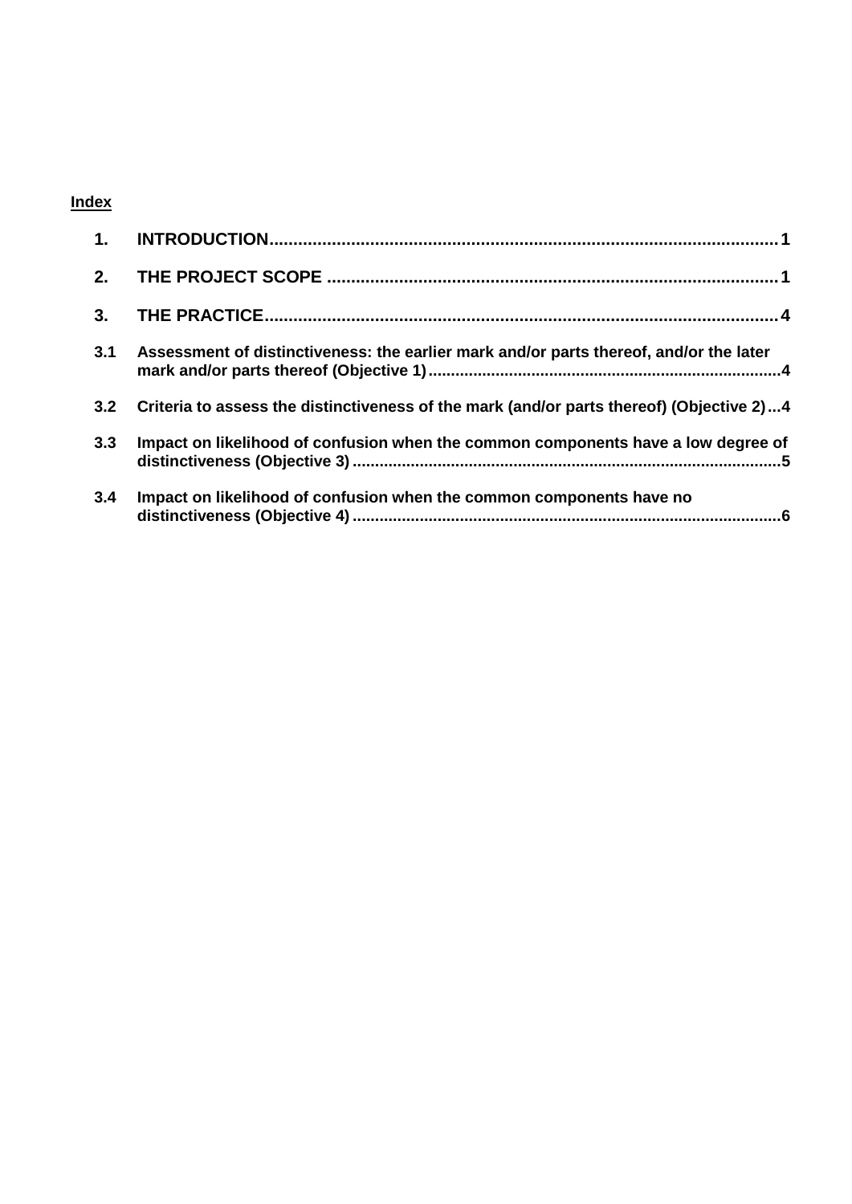<u>**Index**</u>

**1. INTRODUCTION........................................................................................................1**

**2. THE PROJECT SCOPE .............................................................................................1**

**3. THE PRACTICE.........................................................................................................4**

**3.1 Assessment of distinctiveness: the earlier mark and/or parts thereof, and/or the later mark and/or parts thereof (Objective 1)............................................................................4**

**3.2 Criteria to assess the distinctiveness of the mark (and/or parts thereof) (Objective 2)...4**

**3.3 Impact on likelihood of confusion when the common components have a low degree of distinctiveness (Objective 3).............................................................................................5**

**3.4 Impact on likelihood of confusion when the common components have no distinctiveness (Objective 4)..............................................................................................6**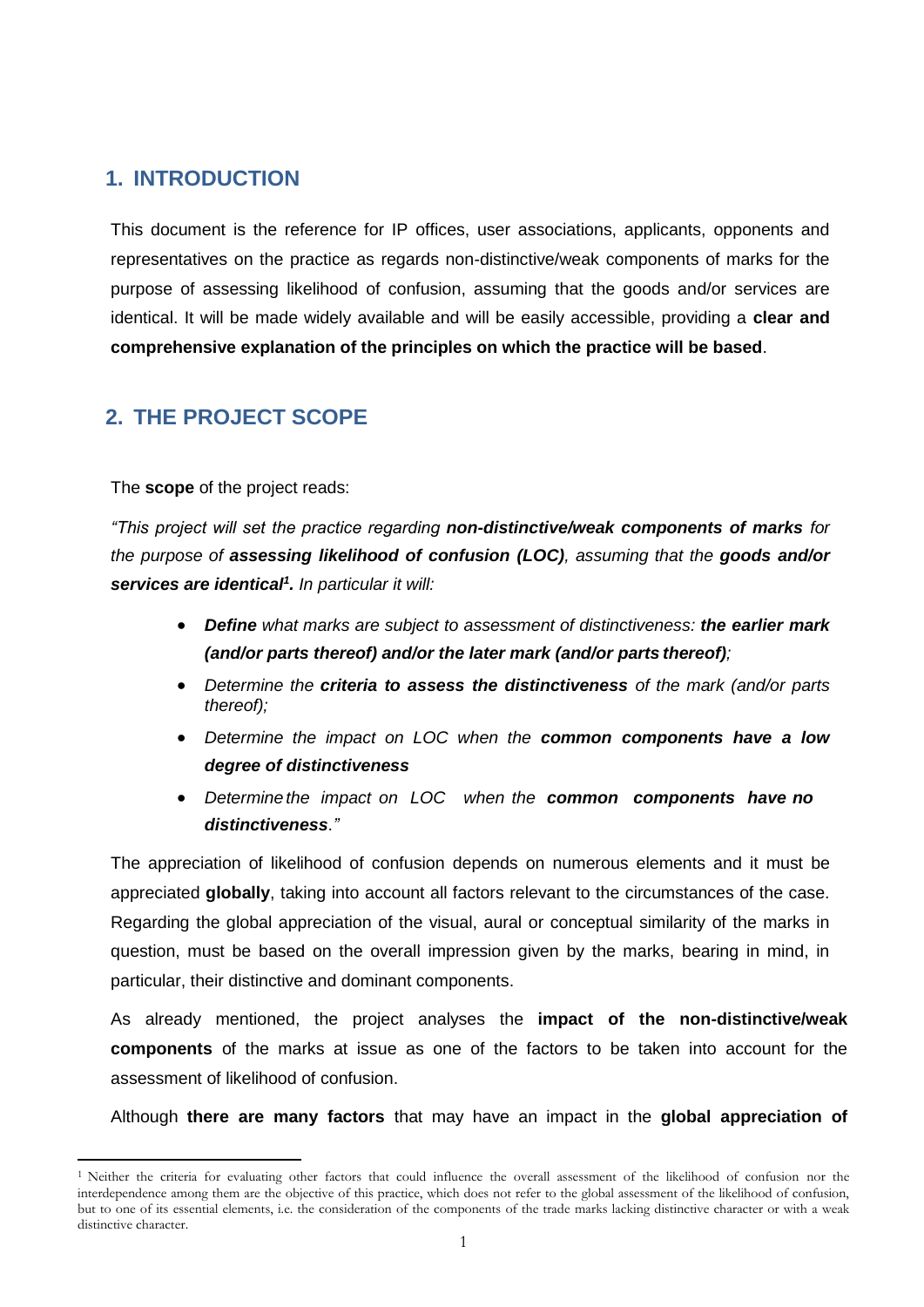## 1. INTRODUCTION

This document is the reference for IP offices, user associations, applicants, opponents and representatives on the practice as regards non-distinctive/weak components of marks for the purpose of assessing likelihood of confusion, assuming that the goods and/or services are identical. It will be made widely available and will be easily accessible, providing a **clear and comprehensive explanation of the principles on which the practice will be based**.

## 2. THE PROJECT SCOPE

The **scope** of the project reads:

*"This project will set the practice regarding **non-distinctive/weak components of marks** for the purpose of **assessing likelihood of confusion (LOC)**, assuming that the **goods and/or services are identical**[1]. In particular it will:*

- ***Define** what marks are subject to assessment of distinctiveness: **the earlier mark (and/or parts thereof) and/or the later mark (and/or parts thereof)**;*
- *Determine the **criteria to assess the distinctiveness** of the mark (and/or parts thereof);*
- *Determine the impact on LOC when the **common components have a low degree of distinctiveness***
- *Determine the impact on LOC when the **common components have no distinctiveness**."*

The appreciation of likelihood of confusion depends on numerous elements and it must be appreciated **globally**, taking into account all factors relevant to the circumstances of the case. Regarding the global appreciation of the visual, aural or conceptual similarity of the marks in question, must be based on the overall impression given by the marks, bearing in mind, in particular, their distinctive and dominant components.

As already mentioned, the project analyses the **impact of the non-distinctive/weak components** of the marks at issue as one of the factors to be taken into account for the assessment of likelihood of confusion.

Although **there are many factors** that may have an impact in the **global appreciation of**

[1] Neither the criteria for evaluating other factors that could influence the overall assessment of the likelihood of confusion nor the interdependence among them are the objective of this practice, which does not refer to the global assessment of the likelihood of confusion, but to one of its essential elements, i.e. the consideration of the components of the trade marks lacking distinctive character or with a weak distinctive character.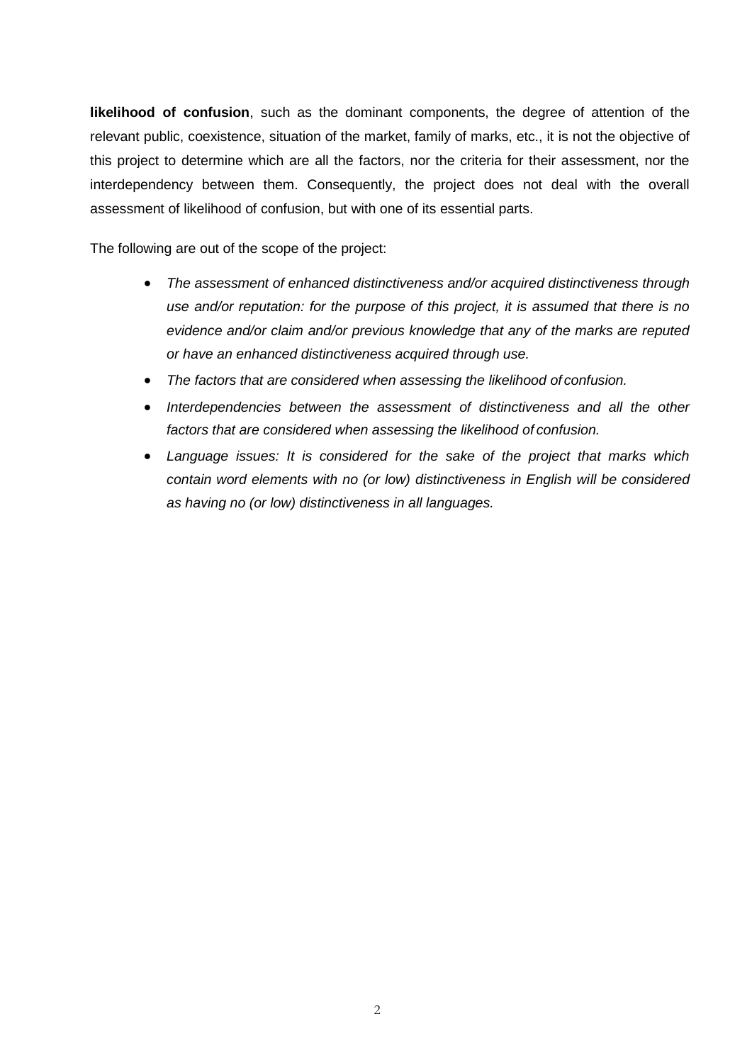**likelihood of confusion**, such as the dominant components, the degree of attention of the relevant public, coexistence, situation of the market, family of marks, etc., it is not the objective of this project to determine which are all the factors, nor the criteria for their assessment, nor the interdependency between them. Consequently, the project does not deal with the overall assessment of likelihood of confusion, but with one of its essential parts.

The following are out of the scope of the project:

- *The assessment of enhanced distinctiveness and/or acquired distinctiveness through use and/or reputation: for the purpose of this project, it is assumed that there is no evidence and/or claim and/or previous knowledge that any of the marks are reputed or have an enhanced distinctiveness acquired through use.*
- *The factors that are considered when assessing the likelihood of confusion.*
- *Interdependencies between the assessment of distinctiveness and all the other factors that are considered when assessing the likelihood of confusion.*
- *Language issues: It is considered for the sake of the project that marks which contain word elements with no (or low) distinctiveness in English will be considered as having no (or low) distinctiveness in all languages.*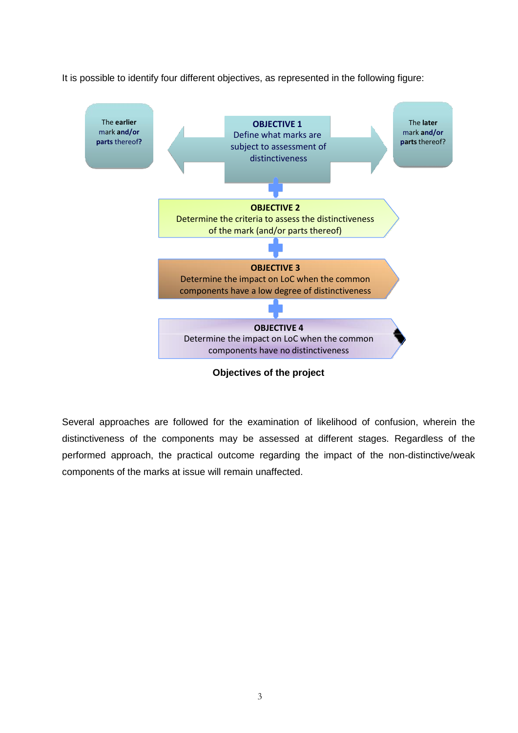It is possible to identify four different objectives, as represented in the following figure:

The **earlier** mark **and/or parts** thereof**?**

**OBJECTIVE 1**
Define what marks are subject to assessment of distinctiveness

The **later** mark **and/or parts** thereof?

**OBJECTIVE 2**
Determine the criteria to assess the distinctiveness of the mark (and/or parts thereof)

**OBJECTIVE 3**
Determine the impact on LoC when the common components have a low degree of distinctiveness

**OBJECTIVE 4**
Determine the impact on LoC when the common components have no distinctiveness

**Objectives of the project**

Several approaches are followed for the examination of likelihood of confusion, wherein the distinctiveness of the components may be assessed at different stages. Regardless of the performed approach, the practical outcome regarding the impact of the non-distinctive/weak components of the marks at issue will remain unaffected.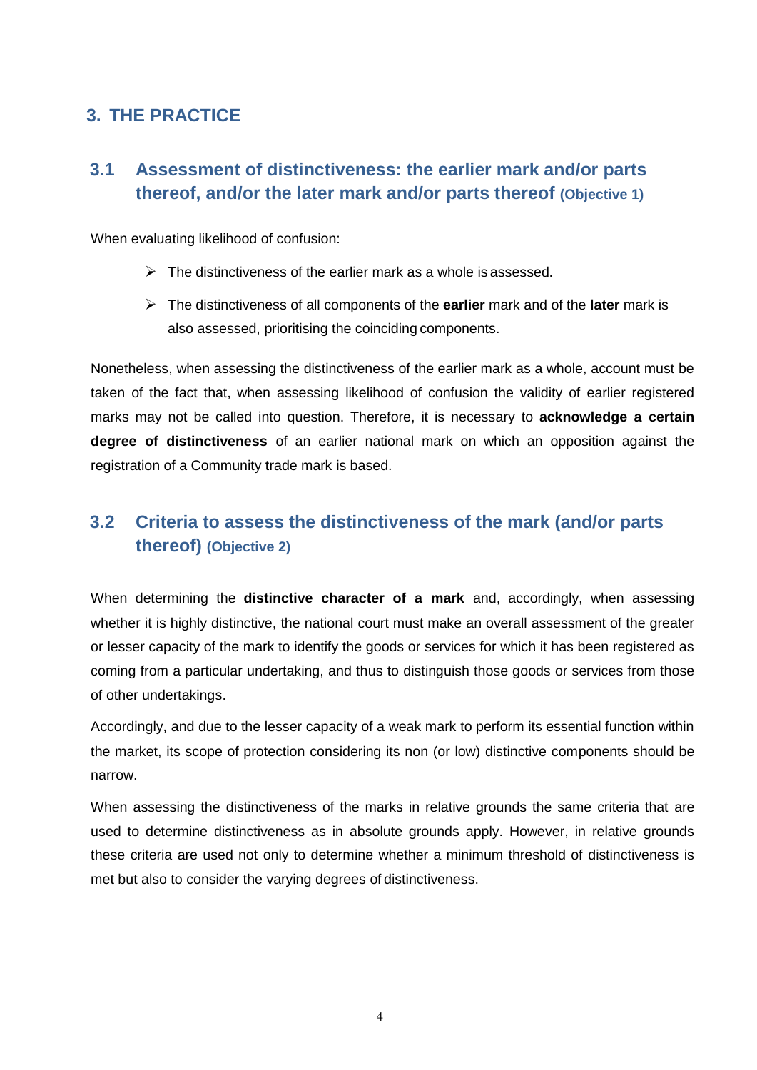## 3. THE PRACTICE

### 3.1 Assessment of distinctiveness: the earlier mark and/or parts thereof, and/or the later mark and/or parts thereof (Objective 1)

When evaluating likelihood of confusion:

- The distinctiveness of the earlier mark as a whole is assessed.
- The distinctiveness of all components of the **earlier** mark and of the **later** mark is also assessed, prioritising the coinciding components.

Nonetheless, when assessing the distinctiveness of the earlier mark as a whole, account must be taken of the fact that, when assessing likelihood of confusion the validity of earlier registered marks may not be called into question. Therefore, it is necessary to **acknowledge a certain degree of distinctiveness** of an earlier national mark on which an opposition against the registration of a Community trade mark is based.

### 3.2 Criteria to assess the distinctiveness of the mark (and/or parts thereof) (Objective 2)

When determining the **distinctive character of a mark** and, accordingly, when assessing whether it is highly distinctive, the national court must make an overall assessment of the greater or lesser capacity of the mark to identify the goods or services for which it has been registered as coming from a particular undertaking, and thus to distinguish those goods or services from those of other undertakings.

Accordingly, and due to the lesser capacity of a weak mark to perform its essential function within the market, its scope of protection considering its non (or low) distinctive components should be narrow.

When assessing the distinctiveness of the marks in relative grounds the same criteria that are used to determine distinctiveness as in absolute grounds apply. However, in relative grounds these criteria are used not only to determine whether a minimum threshold of distinctiveness is met but also to consider the varying degrees of distinctiveness.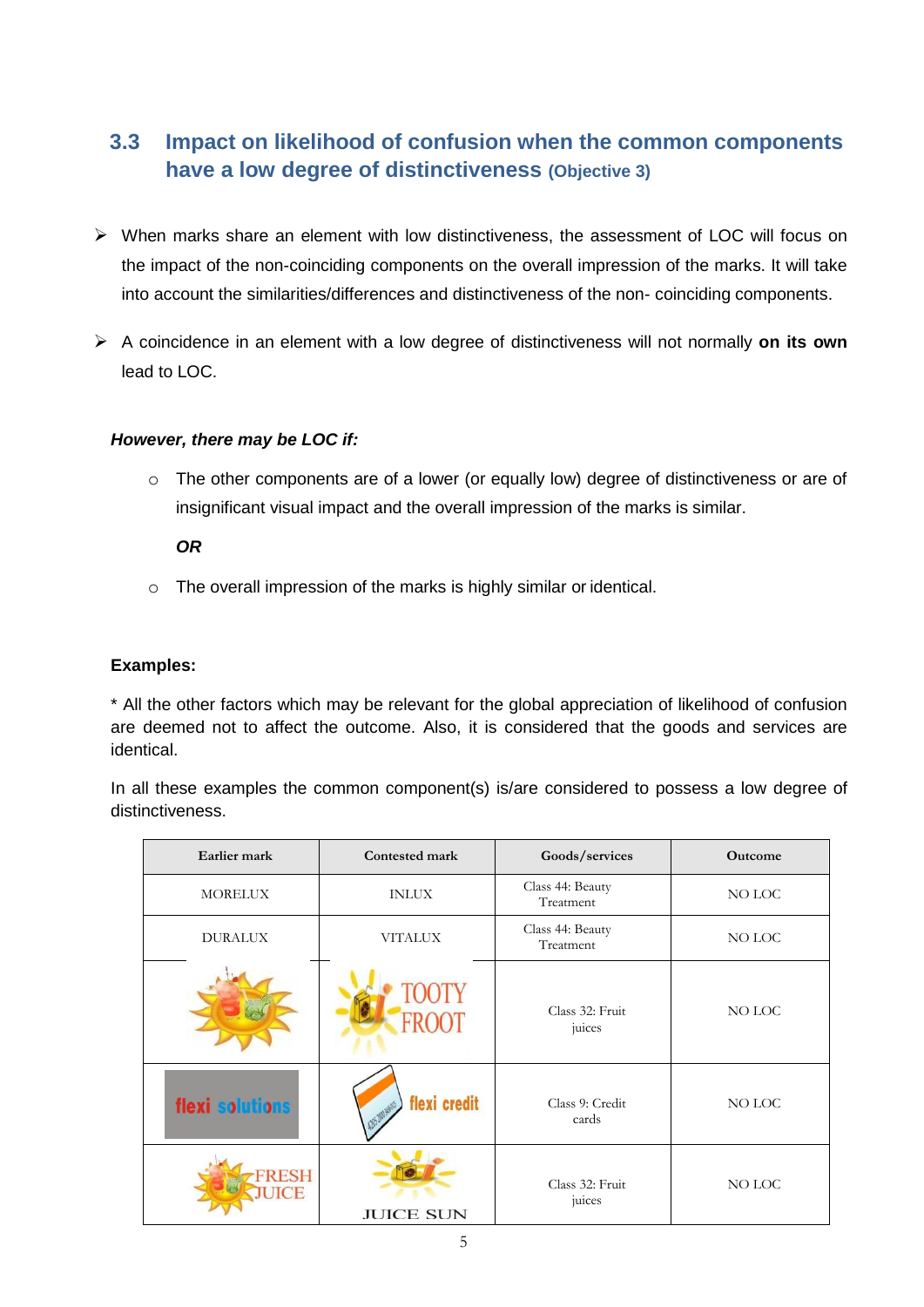## 3.3 Impact on likelihood of confusion when the common components have a low degree of distinctiveness (Objective 3)

- When marks share an element with low distinctiveness, the assessment of LOC will focus on the impact of the non-coinciding components on the overall impression of the marks. It will take into account the similarities/differences and distinctiveness of the non- coinciding components.
- A coincidence in an element with a low degree of distinctiveness will not normally **on its own** lead to LOC.

***However, there may be LOC if:***

- The other components are of a lower (or equally low) degree of distinctiveness or are of insignificant visual impact and the overall impression of the marks is similar.

  ***OR***

- The overall impression of the marks is highly similar or identical.

**Examples:**

* All the other factors which may be relevant for the global appreciation of likelihood of confusion are deemed not to affect the outcome. Also, it is considered that the goods and services are identical.

In all these examples the common component(s) is/are considered to possess a low degree of distinctiveness.

| Earlier mark | Contested mark | Goods/services | Outcome |
|---|---|---|---|
| MORELUX | INLUX | Class 44: Beauty Treatment | NO LOC |
| DURALUX | VITALUX | Class 44: Beauty Treatment | NO LOC |
| | TOOTY FROOT | Class 32: Fruit juices | NO LOC |
| flexi solutions | flexi credit | Class 9: Credit cards | NO LOC |
| FRESH JUICE | JUICE SUN | Class 32: Fruit juices | NO LOC |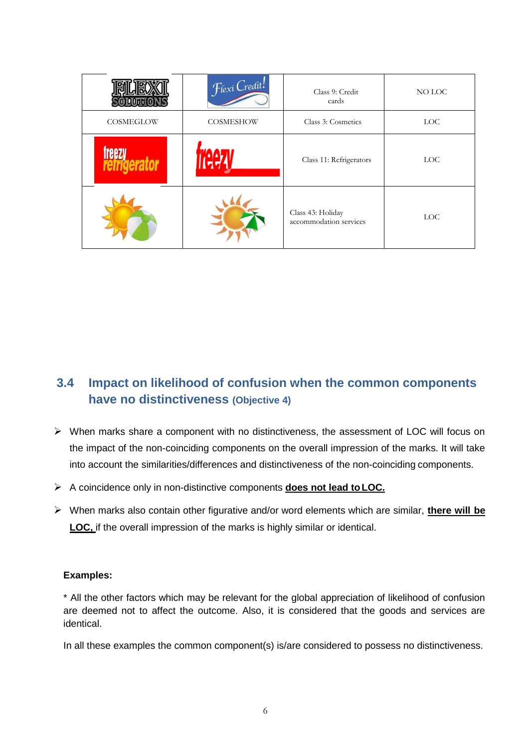| | | | |
|---|---|---|---|
| FLEXI SOLUTIONS | Flexi Credit! | Class 9: Credit cards | NO LOC |
| COSMEGLOW | COSMESHOW | Class 3: Cosmetics | LOC |
| freezy refrigerator | freezy | Class 11: Refrigerators | LOC |
| | | Class 43: Holiday accommodation services | LOC |

## 3.4 Impact on likelihood of confusion when the common components have no distinctiveness (Objective 4)

- When marks share a component with no distinctiveness, the assessment of LOC will focus on the impact of the non-coinciding components on the overall impression of the marks. It will take into account the similarities/differences and distinctiveness of the non-coinciding components.
- A coincidence only in non-distinctive components **does not lead to LOC.**
- When marks also contain other figurative and/or word elements which are similar, **there will be LOC,** if the overall impression of the marks is highly similar or identical.

**Examples:**

* All the other factors which may be relevant for the global appreciation of likelihood of confusion are deemed not to affect the outcome. Also, it is considered that the goods and services are identical.

In all these examples the common component(s) is/are considered to possess no distinctiveness.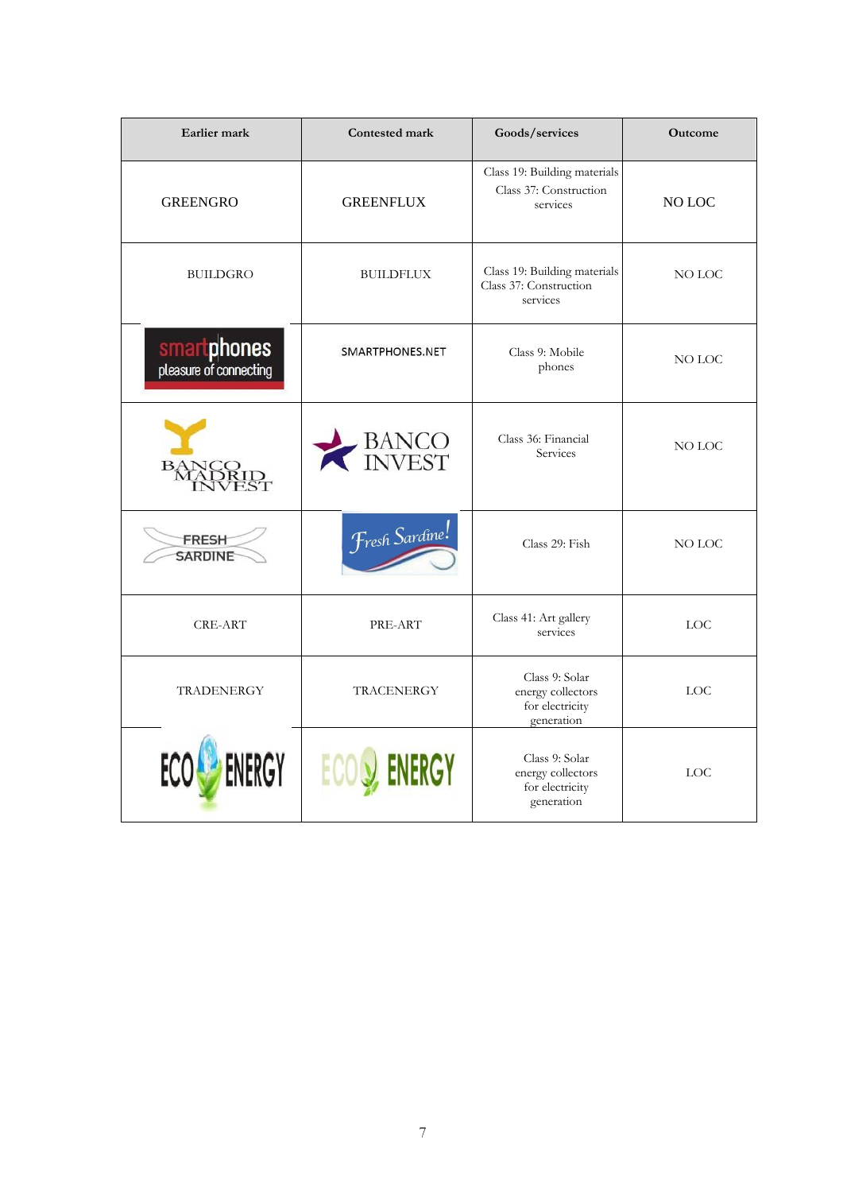| Earlier mark | Contested mark | Goods/services | Outcome |
|---|---|---|---|
| GREENGRO | GREENFLUX | Class 19: Building materials Class 37: Construction services | NO LOC |
| BUILDGRO | BUILDFLUX | Class 19: Building materials Class 37: Construction services | NO LOC |
| smartphones pleasure of connecting | SMARTPHONES.NET | Class 9: Mobile phones | NO LOC |
| BANCO MADRID INVEST | BANCO INVEST | Class 36: Financial Services | NO LOC |
| FRESH SARDINE | Fresh Sardine! | Class 29: Fish | NO LOC |
| CRE-ART | PRE-ART | Class 41: Art gallery services | LOC |
| TRADENERGY | TRACENERGY | Class 9: Solar energy collectors for electricity generation | LOC |
| ECO ENERGY | ECO ENERGY | Class 9: Solar energy collectors for electricity generation | LOC |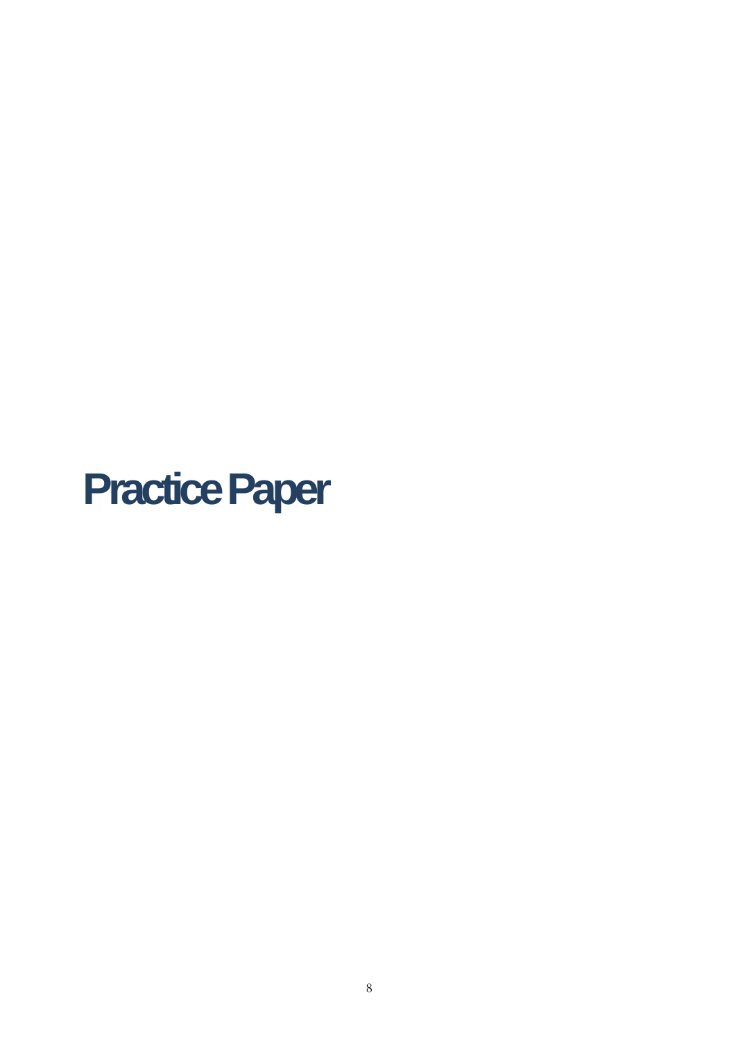# Practice Paper